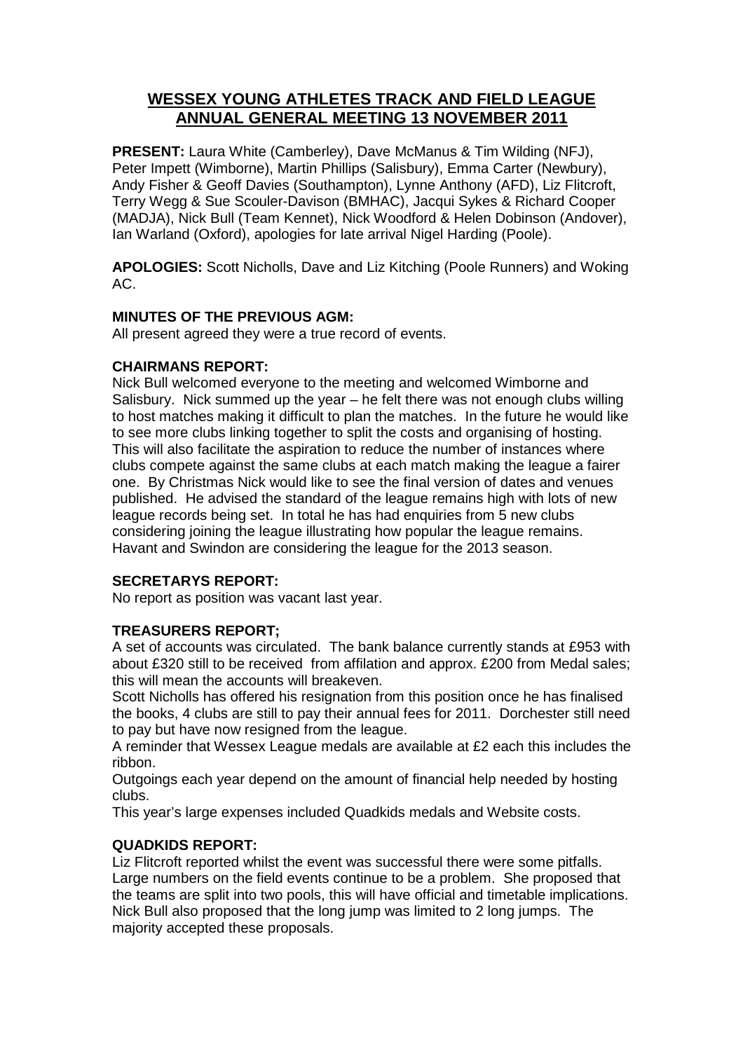# WESSEX YOUNG ATHLETES TRACK AND FIELD LEAGUE ANNUAL GENERAL MEETING 13 NOVEMBER 2011

**PRESENT:** Laura White (Camberley), Dave McManus & Tim Wilding (NFJ), Peter Impett (Wimborne), Martin Phillips (Salisbury), Emma Carter (Newbury), Andy Fisher & Geoff Davies (Southampton), Lynne Anthony (AFD), Liz Flitcroft, Terry Wegg & Sue Scouler-Davison (BMHAC), Jacqui Sykes & Richard Cooper (MADJA), Nick Bull (Team Kennet), Nick Woodford & Helen Dobinson (Andover), Ian Warland (Oxford), apologies for late arrival Nigel Harding (Poole).

**APOLOGIES:** Scott Nicholls, Dave and Liz Kitching (Poole Runners) and Woking AC.

**MINUTES OF THE PREVIOUS AGM:**

All present agreed they were a true record of events.

**CHAIRMANS REPORT:**

Nick Bull welcomed everyone to the meeting and welcomed Wimborne and Salisbury. Nick summed up the year – he felt there was not enough clubs willing to host matches making it difficult to plan the matches. In the future he would like to see more clubs linking together to split the costs and organising of hosting. This will also facilitate the aspiration to reduce the number of instances where clubs compete against the same clubs at each match making the league a fairer one. By Christmas Nick would like to see the final version of dates and venues published. He advised the standard of the league remains high with lots of new league records being set. In total he has had enquiries from 5 new clubs considering joining the league illustrating how popular the league remains. Havant and Swindon are considering the league for the 2013 season.

**SECRETARYS REPORT:**

No report as position was vacant last year.

**TREASURERS REPORT;**

A set of accounts was circulated. The bank balance currently stands at £953 with about £320 still to be received from affilation and approx. £200 from Medal sales; this will mean the accounts will breakeven.

Scott Nicholls has offered his resignation from this position once he has finalised the books, 4 clubs are still to pay their annual fees for 2011. Dorchester still need to pay but have now resigned from the league.

A reminder that Wessex League medals are available at £2 each this includes the ribbon.

Outgoings each year depend on the amount of financial help needed by hosting clubs.

This year's large expenses included Quadkids medals and Website costs.

**QUADKIDS REPORT:**

Liz Flitcroft reported whilst the event was successful there were some pitfalls. Large numbers on the field events continue to be a problem. She proposed that the teams are split into two pools, this will have official and timetable implications. Nick Bull also proposed that the long jump was limited to 2 long jumps. The majority accepted these proposals.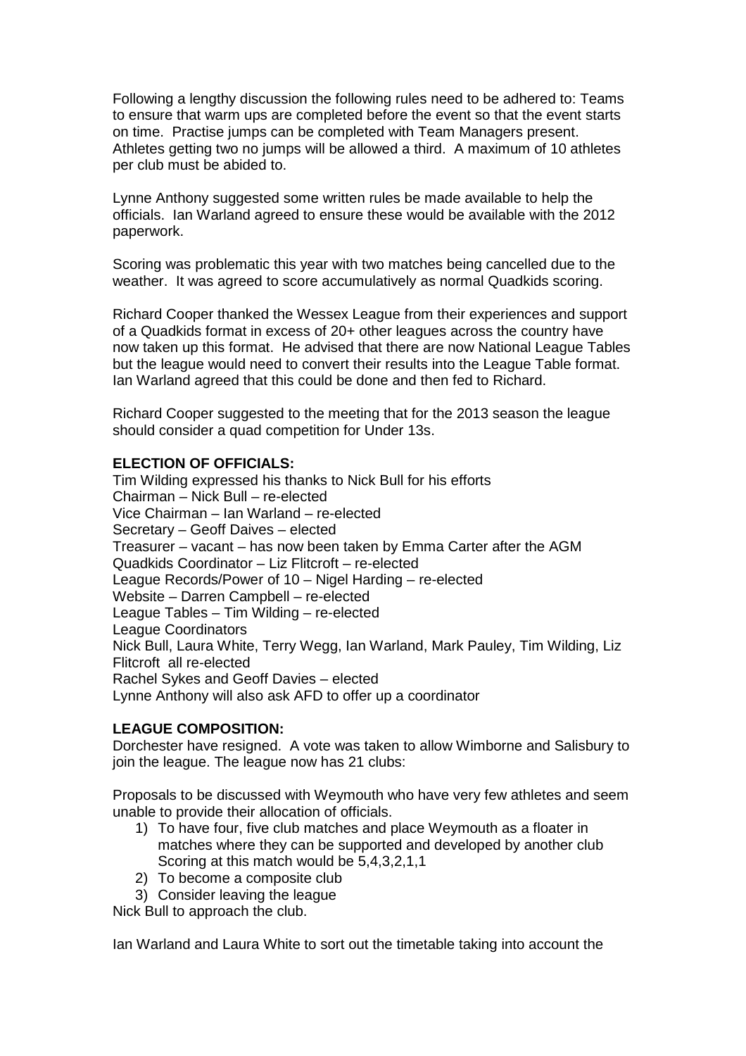Following a lengthy discussion the following rules need to be adhered to: Teams to ensure that warm ups are completed before the event so that the event starts on time. Practise jumps can be completed with Team Managers present. Athletes getting two no jumps will be allowed a third. A maximum of 10 athletes per club must be abided to.

Lynne Anthony suggested some written rules be made available to help the officials. Ian Warland agreed to ensure these would be available with the 2012 paperwork.

Scoring was problematic this year with two matches being cancelled due to the weather. It was agreed to score accumulatively as normal Quadkids scoring.

Richard Cooper thanked the Wessex League from their experiences and support of a Quadkids format in excess of 20+ other leagues across the country have now taken up this format. He advised that there are now National League Tables but the league would need to convert their results into the League Table format. Ian Warland agreed that this could be done and then fed to Richard.

Richard Cooper suggested to the meeting that for the 2013 season the league should consider a quad competition for Under 13s.

**ELECTION OF OFFICIALS:**

Tim Wilding expressed his thanks to Nick Bull for his efforts
Chairman – Nick Bull – re-elected
Vice Chairman – Ian Warland – re-elected
Secretary – Geoff Daives – elected
Treasurer – vacant – has now been taken by Emma Carter after the AGM
Quadkids Coordinator – Liz Flitcroft – re-elected
League Records/Power of 10 – Nigel Harding – re-elected
Website – Darren Campbell – re-elected
League Tables – Tim Wilding – re-elected
League Coordinators
Nick Bull, Laura White, Terry Wegg, Ian Warland, Mark Pauley, Tim Wilding, Liz Flitcroft all re-elected
Rachel Sykes and Geoff Davies – elected
Lynne Anthony will also ask AFD to offer up a coordinator

**LEAGUE COMPOSITION:**

Dorchester have resigned. A vote was taken to allow Wimborne and Salisbury to join the league. The league now has 21 clubs:

Proposals to be discussed with Weymouth who have very few athletes and seem unable to provide their allocation of officials.

1) To have four, five club matches and place Weymouth as a floater in matches where they can be supported and developed by another club Scoring at this match would be 5,4,3,2,1,1
2) To become a composite club
3) Consider leaving the league

Nick Bull to approach the club.

Ian Warland and Laura White to sort out the timetable taking into account the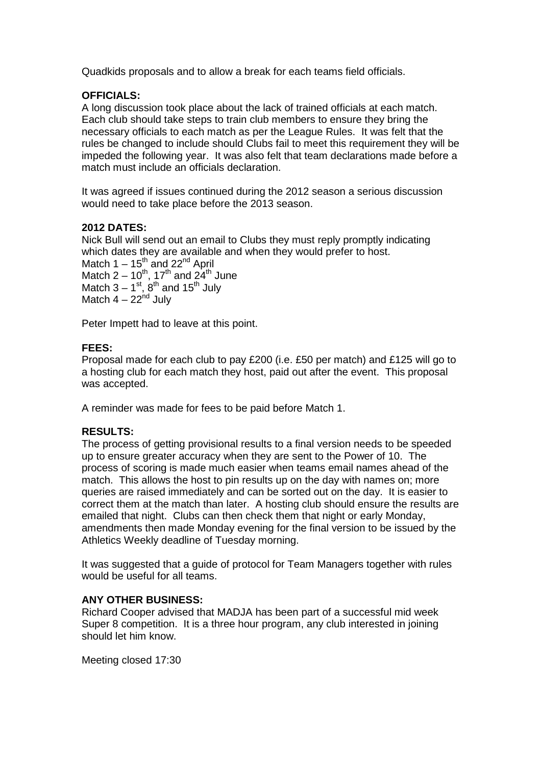Quadkids proposals and to allow a break for each teams field officials.

**OFFICIALS:**
A long discussion took place about the lack of trained officials at each match. Each club should take steps to train club members to ensure they bring the necessary officials to each match as per the League Rules. It was felt that the rules be changed to include should Clubs fail to meet this requirement they will be impeded the following year. It was also felt that team declarations made before a match must include an officials declaration.

It was agreed if issues continued during the 2012 season a serious discussion would need to take place before the 2013 season.

**2012 DATES:**
Nick Bull will send out an email to Clubs they must reply promptly indicating which dates they are available and when they would prefer to host.
Match 1 – 15th and 22nd April
Match 2 – 10th, 17th and 24th June
Match 3 – 1st, 8th and 15th July
Match 4 – 22nd July

Peter Impett had to leave at this point.

**FEES:**
Proposal made for each club to pay £200 (i.e. £50 per match) and £125 will go to a hosting club for each match they host, paid out after the event. This proposal was accepted.

A reminder was made for fees to be paid before Match 1.

**RESULTS:**
The process of getting provisional results to a final version needs to be speeded up to ensure greater accuracy when they are sent to the Power of 10. The process of scoring is made much easier when teams email names ahead of the match. This allows the host to pin results up on the day with names on; more queries are raised immediately and can be sorted out on the day. It is easier to correct them at the match than later. A hosting club should ensure the results are emailed that night. Clubs can then check them that night or early Monday, amendments then made Monday evening for the final version to be issued by the Athletics Weekly deadline of Tuesday morning.

It was suggested that a guide of protocol for Team Managers together with rules would be useful for all teams.

**ANY OTHER BUSINESS:**
Richard Cooper advised that MADJA has been part of a successful mid week Super 8 competition. It is a three hour program, any club interested in joining should let him know.

Meeting closed 17:30